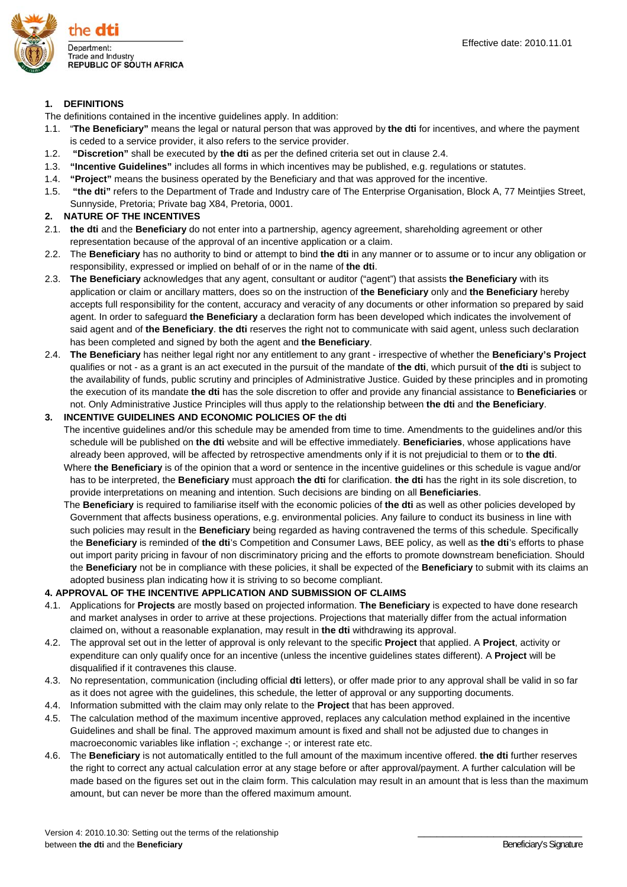the dti

Department:
Trade and Industry
REPUBLIC OF SOUTH AFRICA

Effective date: 2010.11.01

## 1. DEFINITIONS

The definitions contained in the incentive guidelines apply. In addition:

1.1. "**The Beneficiary"** means the legal or natural person that was approved by **the dti** for incentives, and where the payment is ceded to a service provider, it also refers to the service provider.

1.2. **"Discretion"** shall be executed by **the dti** as per the defined criteria set out in clause 2.4.

1.3. **"Incentive Guidelines"** includes all forms in which incentives may be published, e.g. regulations or statutes.

1.4. **"Project"** means the business operated by the Beneficiary and that was approved for the incentive.

1.5. **"the dti"** refers to the Department of Trade and Industry care of The Enterprise Organisation, Block A, 77 Meintjies Street, Sunnyside, Pretoria; Private bag X84, Pretoria, 0001.

## 2. NATURE OF THE INCENTIVES

2.1. **the dti** and the **Beneficiary** do not enter into a partnership, agency agreement, shareholding agreement or other representation because of the approval of an incentive application or a claim.

2.2. The **Beneficiary** has no authority to bind or attempt to bind **the dti** in any manner or to assume or to incur any obligation or responsibility, expressed or implied on behalf of or in the name of **the dti**.

2.3. **The Beneficiary** acknowledges that any agent, consultant or auditor ("agent") that assists **the Beneficiary** with its application or claim or ancillary matters, does so on the instruction of **the Beneficiary** only and **the Beneficiary** hereby accepts full responsibility for the content, accuracy and veracity of any documents or other information so prepared by said agent. In order to safeguard **the Beneficiary** a declaration form has been developed which indicates the involvement of said agent and of **the Beneficiary**. **the dti** reserves the right not to communicate with said agent, unless such declaration has been completed and signed by both the agent and **the Beneficiary**.

2.4. **The Beneficiary** has neither legal right nor any entitlement to any grant - irrespective of whether the **Beneficiary's Project** qualifies or not - as a grant is an act executed in the pursuit of the mandate of **the dti**, which pursuit of **the dti** is subject to the availability of funds, public scrutiny and principles of Administrative Justice. Guided by these principles and in promoting the execution of its mandate **the dti** has the sole discretion to offer and provide any financial assistance to **Beneficiaries** or not. Only Administrative Justice Principles will thus apply to the relationship between **the dti** and **the Beneficiary**.

## 3. INCENTIVE GUIDELINES AND ECONOMIC POLICIES OF the dti

The incentive guidelines and/or this schedule may be amended from time to time. Amendments to the guidelines and/or this schedule will be published on **the dti** website and will be effective immediately. **Beneficiaries**, whose applications have already been approved, will be affected by retrospective amendments only if it is not prejudicial to them or to **the dti**.

Where **the Beneficiary** is of the opinion that a word or sentence in the incentive guidelines or this schedule is vague and/or has to be interpreted, the **Beneficiary** must approach **the dti** for clarification. **the dti** has the right in its sole discretion, to provide interpretations on meaning and intention. Such decisions are binding on all **Beneficiaries**.

The **Beneficiary** is required to familiarise itself with the economic policies of **the dti** as well as other policies developed by Government that affects business operations, e.g. environmental policies. Any failure to conduct its business in line with such policies may result in the **Beneficiary** being regarded as having contravened the terms of this schedule. Specifically the **Beneficiary** is reminded of **the dti**'s Competition and Consumer Laws, BEE policy, as well as **the dti**'s efforts to phase out import parity pricing in favour of non discriminatory pricing and the efforts to promote downstream beneficiation. Should the **Beneficiary** not be in compliance with these policies, it shall be expected of the **Beneficiary** to submit with its claims an adopted business plan indicating how it is striving to so become compliant.

## 4. APPROVAL OF THE INCENTIVE APPLICATION AND SUBMISSION OF CLAIMS

4.1. Applications for **Projects** are mostly based on projected information. **The Beneficiary** is expected to have done research and market analyses in order to arrive at these projections. Projections that materially differ from the actual information claimed on, without a reasonable explanation, may result in **the dti** withdrawing its approval.

4.2. The approval set out in the letter of approval is only relevant to the specific **Project** that applied. A **Project**, activity or expenditure can only qualify once for an incentive (unless the incentive guidelines states different). A **Project** will be disqualified if it contravenes this clause.

4.3. No representation, communication (including official **dti** letters), or offer made prior to any approval shall be valid in so far as it does not agree with the guidelines, this schedule, the letter of approval or any supporting documents.

4.4. Information submitted with the claim may only relate to the **Project** that has been approved.

4.5. The calculation method of the maximum incentive approved, replaces any calculation method explained in the incentive Guidelines and shall be final. The approved maximum amount is fixed and shall not be adjusted due to changes in macroeconomic variables like inflation -; exchange -; or interest rate etc.

4.6. The **Beneficiary** is not automatically entitled to the full amount of the maximum incentive offered. **the dti** further reserves the right to correct any actual calculation error at any stage before or after approval/payment. A further calculation will be made based on the figures set out in the claim form. This calculation may result in an amount that is less than the maximum amount, but can never be more than the offered maximum amount.

Version 4: 2010.10.30: Setting out the terms of the relationship between **the dti** and the **Beneficiary**

\_\_\_\_\_\_\_\_\_\_\_\_\_\_\_\_\_\_\_\_\_\_\_\_\_\_\_\_\_\_\_\_
Beneficiary's Signature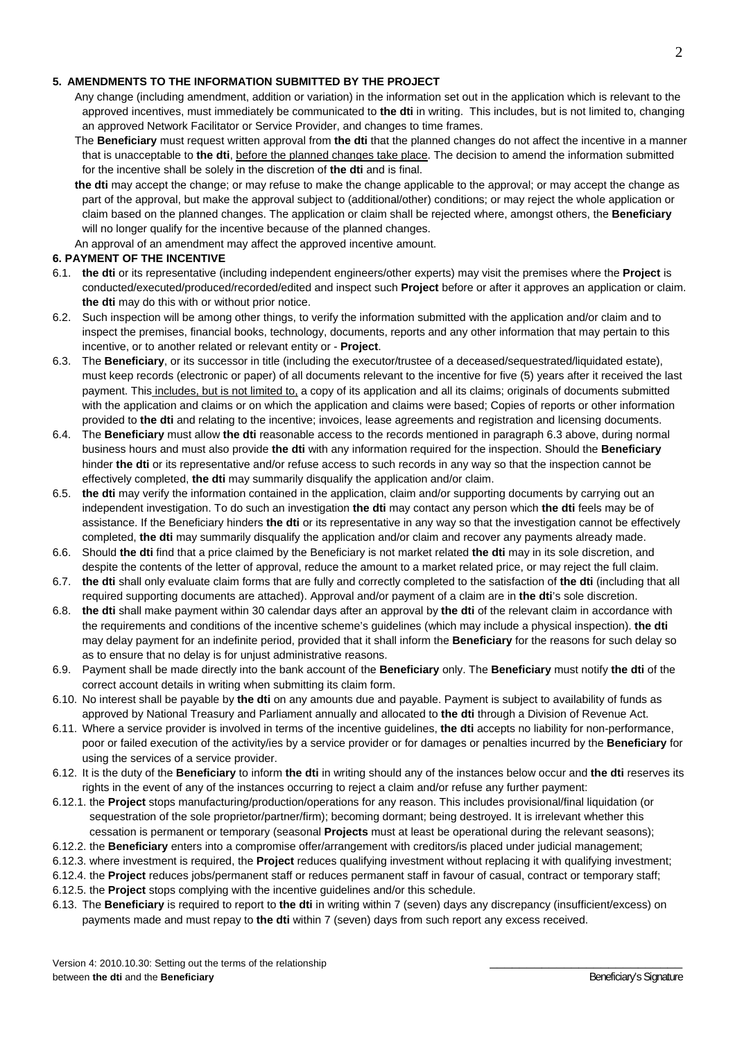**5. AMENDMENTS TO THE INFORMATION SUBMITTED BY THE PROJECT**

Any change (including amendment, addition or variation) in the information set out in the application which is relevant to the approved incentives, must immediately be communicated to **the dti** in writing. This includes, but is not limited to, changing an approved Network Facilitator or Service Provider, and changes to time frames.

The **Beneficiary** must request written approval from **the dti** that the planned changes do not affect the incentive in a manner that is unacceptable to **the dti**, <u>before the planned changes take place</u>. The decision to amend the information submitted for the incentive shall be solely in the discretion of **the dti** and is final.

**the dti** may accept the change; or may refuse to make the change applicable to the approval; or may accept the change as part of the approval, but make the approval subject to (additional/other) conditions; or may reject the whole application or claim based on the planned changes. The application or claim shall be rejected where, amongst others, the **Beneficiary** will no longer qualify for the incentive because of the planned changes.

An approval of an amendment may affect the approved incentive amount.

**6. PAYMENT OF THE INCENTIVE**

6.1. **the dti** or its representative (including independent engineers/other experts) may visit the premises where the **Project** is conducted/executed/produced/recorded/edited and inspect such **Project** before or after it approves an application or claim. **the dti** may do this with or without prior notice.

6.2. Such inspection will be among other things, to verify the information submitted with the application and/or claim and to inspect the premises, financial books, technology, documents, reports and any other information that may pertain to this incentive, or to another related or relevant entity or - **Project**.

6.3. The **Beneficiary**, or its successor in title (including the executor/trustee of a deceased/sequestrated/liquidated estate), must keep records (electronic or paper) of all documents relevant to the incentive for five (5) years after it received the last payment. This <u>includes, but is not limited to,</u> a copy of its application and all its claims; originals of documents submitted with the application and claims or on which the application and claims were based; Copies of reports or other information provided to **the dti** and relating to the incentive; invoices, lease agreements and registration and licensing documents.

6.4. The **Beneficiary** must allow **the dti** reasonable access to the records mentioned in paragraph 6.3 above, during normal business hours and must also provide **the dti** with any information required for the inspection. Should the **Beneficiary** hinder **the dti** or its representative and/or refuse access to such records in any way so that the inspection cannot be effectively completed, **the dti** may summarily disqualify the application and/or claim.

6.5. **the dti** may verify the information contained in the application, claim and/or supporting documents by carrying out an independent investigation. To do such an investigation **the dti** may contact any person which **the dti** feels may be of assistance. If the Beneficiary hinders **the dti** or its representative in any way so that the investigation cannot be effectively completed, **the dti** may summarily disqualify the application and/or claim and recover any payments already made.

6.6. Should **the dti** find that a price claimed by the Beneficiary is not market related **the dti** may in its sole discretion, and despite the contents of the letter of approval, reduce the amount to a market related price, or may reject the full claim.

6.7. **the dti** shall only evaluate claim forms that are fully and correctly completed to the satisfaction of **the dti** (including that all required supporting documents are attached). Approval and/or payment of a claim are in **the dti**'s sole discretion.

6.8. **the dti** shall make payment within 30 calendar days after an approval by **the dti** of the relevant claim in accordance with the requirements and conditions of the incentive scheme's guidelines (which may include a physical inspection). **the dti** may delay payment for an indefinite period, provided that it shall inform the **Beneficiary** for the reasons for such delay so as to ensure that no delay is for unjust administrative reasons.

6.9. Payment shall be made directly into the bank account of the **Beneficiary** only. The **Beneficiary** must notify **the dti** of the correct account details in writing when submitting its claim form.

6.10. No interest shall be payable by **the dti** on any amounts due and payable. Payment is subject to availability of funds as approved by National Treasury and Parliament annually and allocated to **the dti** through a Division of Revenue Act.

6.11. Where a service provider is involved in terms of the incentive guidelines, **the dti** accepts no liability for non-performance, poor or failed execution of the activity/ies by a service provider or for damages or penalties incurred by the **Beneficiary** for using the services of a service provider.

6.12. It is the duty of the **Beneficiary** to inform **the dti** in writing should any of the instances below occur and **the dti** reserves its rights in the event of any of the instances occurring to reject a claim and/or refuse any further payment:

6.12.1. the **Project** stops manufacturing/production/operations for any reason. This includes provisional/final liquidation (or sequestration of the sole proprietor/partner/firm); becoming dormant; being destroyed. It is irrelevant whether this cessation is permanent or temporary (seasonal **Projects** must at least be operational during the relevant seasons);

6.12.2. the **Beneficiary** enters into a compromise offer/arrangement with creditors/is placed under judicial management;

6.12.3. where investment is required, the **Project** reduces qualifying investment without replacing it with qualifying investment;

6.12.4. the **Project** reduces jobs/permanent staff or reduces permanent staff in favour of casual, contract or temporary staff;

6.12.5. the **Project** stops complying with the incentive guidelines and/or this schedule.

6.13. The **Beneficiary** is required to report to **the dti** in writing within 7 (seven) days any discrepancy (insufficient/excess) on payments made and must repay to **the dti** within 7 (seven) days from such report any excess received.

Version 4: 2010.10.30: Setting out the terms of the relationship between **the dti** and the **Beneficiary**

\_\_\_\_\_\_\_\_\_\_\_\_\_\_\_\_\_\_\_\_\_\_\_\_\_\_\_\_\_\_\_\_
Beneficiary's Signature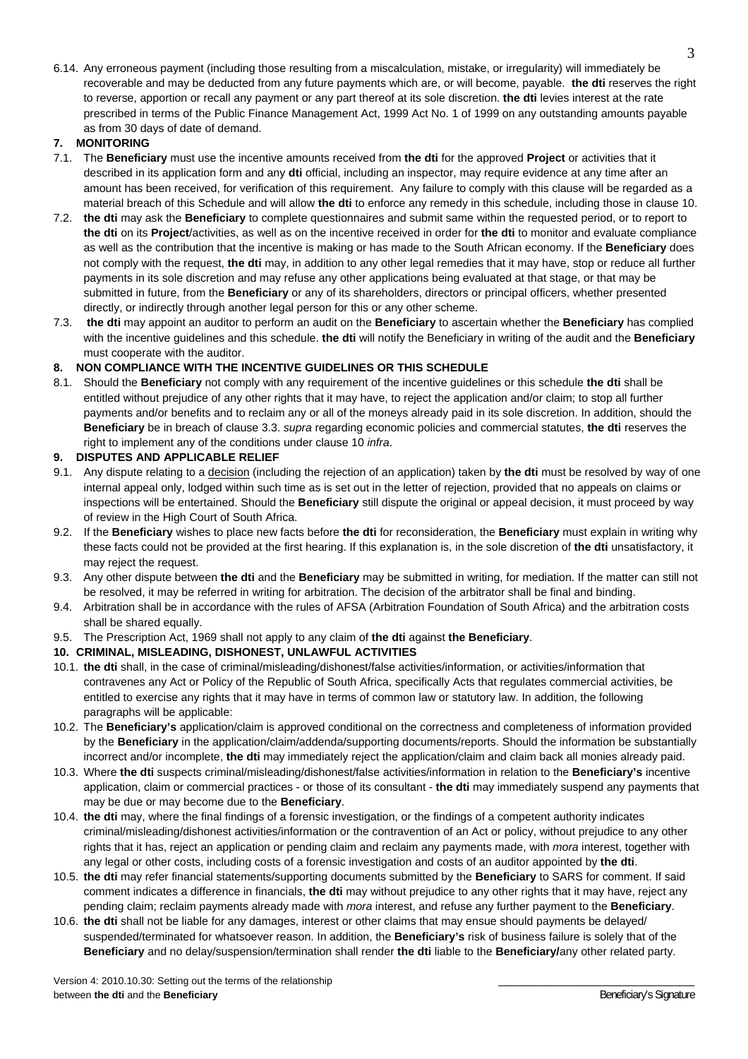6.14. Any erroneous payment (including those resulting from a miscalculation, mistake, or irregularity) will immediately be recoverable and may be deducted from any future payments which are, or will become, payable. **the dti** reserves the right to reverse, apportion or recall any payment or any part thereof at its sole discretion. **the dti** levies interest at the rate prescribed in terms of the Public Finance Management Act, 1999 Act No. 1 of 1999 on any outstanding amounts payable as from 30 days of date of demand.

**7. MONITORING**

7.1. The **Beneficiary** must use the incentive amounts received from **the dti** for the approved **Project** or activities that it described in its application form and any **dti** official, including an inspector, may require evidence at any time after an amount has been received, for verification of this requirement. Any failure to comply with this clause will be regarded as a material breach of this Schedule and will allow **the dti** to enforce any remedy in this schedule, including those in clause 10.

7.2. **the dti** may ask the **Beneficiary** to complete questionnaires and submit same within the requested period, or to report to **the dti** on its **Project**/activities, as well as on the incentive received in order for **the dti** to monitor and evaluate compliance as well as the contribution that the incentive is making or has made to the South African economy. If the **Beneficiary** does not comply with the request, **the dti** may, in addition to any other legal remedies that it may have, stop or reduce all further payments in its sole discretion and may refuse any other applications being evaluated at that stage, or that may be submitted in future, from the **Beneficiary** or any of its shareholders, directors or principal officers, whether presented directly, or indirectly through another legal person for this or any other scheme.

7.3. **the dti** may appoint an auditor to perform an audit on the **Beneficiary** to ascertain whether the **Beneficiary** has complied with the incentive guidelines and this schedule. **the dti** will notify the Beneficiary in writing of the audit and the **Beneficiary** must cooperate with the auditor.

**8. NON COMPLIANCE WITH THE INCENTIVE GUIDELINES OR THIS SCHEDULE**

8.1. Should the **Beneficiary** not comply with any requirement of the incentive guidelines or this schedule **the dti** shall be entitled without prejudice of any other rights that it may have, to reject the application and/or claim; to stop all further payments and/or benefits and to reclaim any or all of the moneys already paid in its sole discretion. In addition, should the **Beneficiary** be in breach of clause 3.3. *supra* regarding economic policies and commercial statutes, **the dti** reserves the right to implement any of the conditions under clause 10 *infra*.

**9. DISPUTES AND APPLICABLE RELIEF**

9.1. Any dispute relating to a <u>decision</u> (including the rejection of an application) taken by **the dti** must be resolved by way of one internal appeal only, lodged within such time as is set out in the letter of rejection, provided that no appeals on claims or inspections will be entertained. Should the **Beneficiary** still dispute the original or appeal decision, it must proceed by way of review in the High Court of South Africa.

9.2. If the **Beneficiary** wishes to place new facts before **the dti** for reconsideration, the **Beneficiary** must explain in writing why these facts could not be provided at the first hearing. If this explanation is, in the sole discretion of **the dti** unsatisfactory, it may reject the request.

9.3. Any other dispute between **the dti** and the **Beneficiary** may be submitted in writing, for mediation. If the matter can still not be resolved, it may be referred in writing for arbitration. The decision of the arbitrator shall be final and binding.

9.4. Arbitration shall be in accordance with the rules of AFSA (Arbitration Foundation of South Africa) and the arbitration costs shall be shared equally.

9.5. The Prescription Act, 1969 shall not apply to any claim of **the dti** against **the Beneficiary**.

**10. CRIMINAL, MISLEADING, DISHONEST, UNLAWFUL ACTIVITIES**

10.1. **the dti** shall, in the case of criminal/misleading/dishonest/false activities/information, or activities/information that contravenes any Act or Policy of the Republic of South Africa, specifically Acts that regulates commercial activities, be entitled to exercise any rights that it may have in terms of common law or statutory law. In addition, the following paragraphs will be applicable:

10.2. The **Beneficiary's** application/claim is approved conditional on the correctness and completeness of information provided by the **Beneficiary** in the application/claim/addenda/supporting documents/reports. Should the information be substantially incorrect and/or incomplete, **the dti** may immediately reject the application/claim and claim back all monies already paid.

10.3. Where **the dti** suspects criminal/misleading/dishonest/false activities/information in relation to the **Beneficiary's** incentive application, claim or commercial practices - or those of its consultant - **the dti** may immediately suspend any payments that may be due or may become due to the **Beneficiary**.

10.4. **the dti** may, where the final findings of a forensic investigation, or the findings of a competent authority indicates criminal/misleading/dishonest activities/information or the contravention of an Act or policy, without prejudice to any other rights that it has, reject an application or pending claim and reclaim any payments made, with *mora* interest, together with any legal or other costs, including costs of a forensic investigation and costs of an auditor appointed by **the dti**.

10.5. **the dti** may refer financial statements/supporting documents submitted by the **Beneficiary** to SARS for comment. If said comment indicates a difference in financials, **the dti** may without prejudice to any other rights that it may have, reject any pending claim; reclaim payments already made with *mora* interest, and refuse any further payment to the **Beneficiary**.

10.6. **the dti** shall not be liable for any damages, interest or other claims that may ensue should payments be delayed/ suspended/terminated for whatsoever reason. In addition, the **Beneficiary's** risk of business failure is solely that of the **Beneficiary** and no delay/suspension/termination shall render **the dti** liable to the **Beneficiary/**any other related party.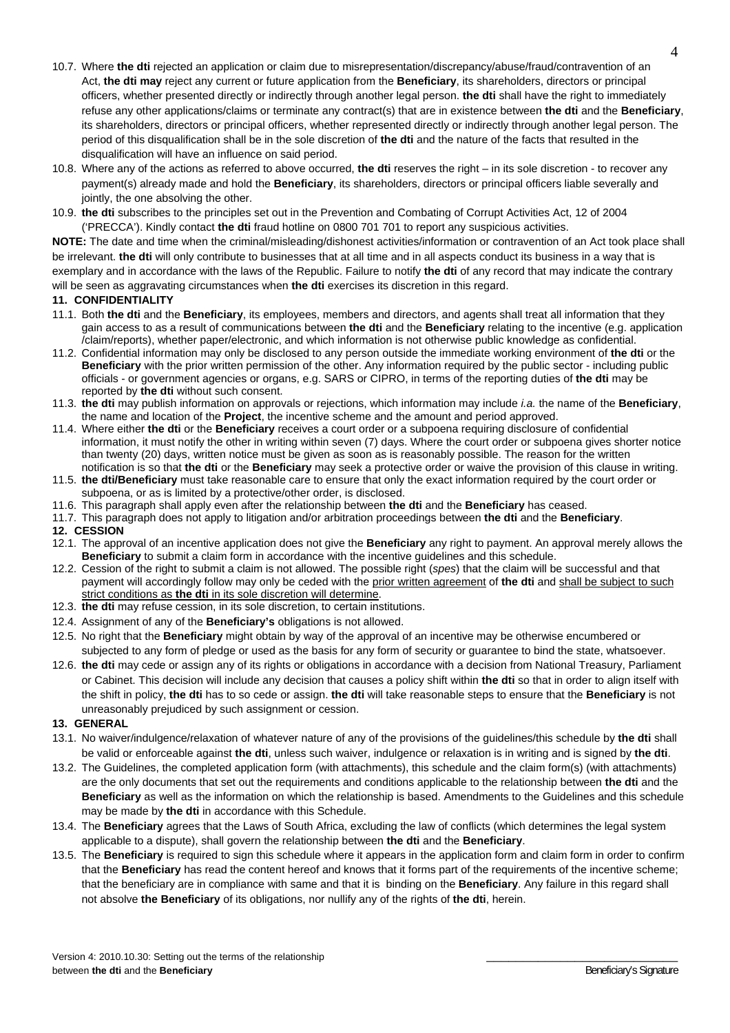10.7. Where **the dti** rejected an application or claim due to misrepresentation/discrepancy/abuse/fraud/contravention of an Act, **the dti may** reject any current or future application from the **Beneficiary**, its shareholders, directors or principal officers, whether presented directly or indirectly through another legal person. **the dti** shall have the right to immediately refuse any other applications/claims or terminate any contract(s) that are in existence between **the dti** and the **Beneficiary**, its shareholders, directors or principal officers, whether represented directly or indirectly through another legal person. The period of this disqualification shall be in the sole discretion of **the dti** and the nature of the facts that resulted in the disqualification will have an influence on said period.

10.8. Where any of the actions as referred to above occurred, **the dti** reserves the right – in its sole discretion - to recover any payment(s) already made and hold the **Beneficiary**, its shareholders, directors or principal officers liable severally and jointly, the one absolving the other.

10.9. **the dti** subscribes to the principles set out in the Prevention and Combating of Corrupt Activities Act, 12 of 2004 ('PRECCA'). Kindly contact **the dti** fraud hotline on 0800 701 701 to report any suspicious activities.

**NOTE:** The date and time when the criminal/misleading/dishonest activities/information or contravention of an Act took place shall be irrelevant. **the dti** will only contribute to businesses that at all time and in all aspects conduct its business in a way that is exemplary and in accordance with the laws of the Republic. Failure to notify **the dti** of any record that may indicate the contrary will be seen as aggravating circumstances when **the dti** exercises its discretion in this regard.

**11. CONFIDENTIALITY**

11.1. Both **the dti** and the **Beneficiary**, its employees, members and directors, and agents shall treat all information that they gain access to as a result of communications between **the dti** and the **Beneficiary** relating to the incentive (e.g. application /claim/reports), whether paper/electronic, and which information is not otherwise public knowledge as confidential.

11.2. Confidential information may only be disclosed to any person outside the immediate working environment of **the dti** or the **Beneficiary** with the prior written permission of the other. Any information required by the public sector - including public officials - or government agencies or organs, e.g. SARS or CIPRO, in terms of the reporting duties of **the dti** may be reported by **the dti** without such consent.

11.3. **the dti** may publish information on approvals or rejections, which information may include *i.a.* the name of the **Beneficiary**, the name and location of the **Project**, the incentive scheme and the amount and period approved.

11.4. Where either **the dti** or the **Beneficiary** receives a court order or a subpoena requiring disclosure of confidential information, it must notify the other in writing within seven (7) days. Where the court order or subpoena gives shorter notice than twenty (20) days, written notice must be given as soon as is reasonably possible. The reason for the written notification is so that **the dti** or the **Beneficiary** may seek a protective order or waive the provision of this clause in writing.

11.5. **the dti/Beneficiary** must take reasonable care to ensure that only the exact information required by the court order or subpoena, or as is limited by a protective/other order, is disclosed.

11.6. This paragraph shall apply even after the relationship between **the dti** and the **Beneficiary** has ceased.

11.7. This paragraph does not apply to litigation and/or arbitration proceedings between **the dti** and the **Beneficiary**.

**12. CESSION**

12.1. The approval of an incentive application does not give the **Beneficiary** any right to payment. An approval merely allows the **Beneficiary** to submit a claim form in accordance with the incentive guidelines and this schedule.

12.2. Cession of the right to submit a claim is not allowed. The possible right (*spes*) that the claim will be successful and that payment will accordingly follow may only be ceded with the prior written agreement of **the dti** and shall be subject to such strict conditions as **the dti** in its sole discretion will determine.

12.3. **the dti** may refuse cession, in its sole discretion, to certain institutions.

12.4. Assignment of any of the **Beneficiary's** obligations is not allowed.

12.5. No right that the **Beneficiary** might obtain by way of the approval of an incentive may be otherwise encumbered or subjected to any form of pledge or used as the basis for any form of security or guarantee to bind the state, whatsoever.

12.6. **the dti** may cede or assign any of its rights or obligations in accordance with a decision from National Treasury, Parliament or Cabinet. This decision will include any decision that causes a policy shift within **the dti** so that in order to align itself with the shift in policy, **the dti** has to so cede or assign. **the dti** will take reasonable steps to ensure that the **Beneficiary** is not unreasonably prejudiced by such assignment or cession.

**13. GENERAL**

13.1. No waiver/indulgence/relaxation of whatever nature of any of the provisions of the guidelines/this schedule by **the dti** shall be valid or enforceable against **the dti**, unless such waiver, indulgence or relaxation is in writing and is signed by **the dti**.

13.2. The Guidelines, the completed application form (with attachments), this schedule and the claim form(s) (with attachments) are the only documents that set out the requirements and conditions applicable to the relationship between **the dti** and the **Beneficiary** as well as the information on which the relationship is based. Amendments to the Guidelines and this schedule may be made by **the dti** in accordance with this Schedule.

13.4. The **Beneficiary** agrees that the Laws of South Africa, excluding the law of conflicts (which determines the legal system applicable to a dispute), shall govern the relationship between **the dti** and the **Beneficiary**.

13.5. The **Beneficiary** is required to sign this schedule where it appears in the application form and claim form in order to confirm that the **Beneficiary** has read the content hereof and knows that it forms part of the requirements of the incentive scheme; that the beneficiary are in compliance with same and that it is binding on the **Beneficiary**. Any failure in this regard shall not absolve **the Beneficiary** of its obligations, nor nullify any of the rights of **the dti**, herein.

Version 4: 2010.10.30: Setting out the terms of the relationship between **the dti** and the **Beneficiary**

\_\_\_\_\_\_\_\_\_\_\_\_\_\_\_\_\_\_\_\_\_\_\_\_\_\_\_\_\_\_\_\_\_\_
Beneficiary's Signature